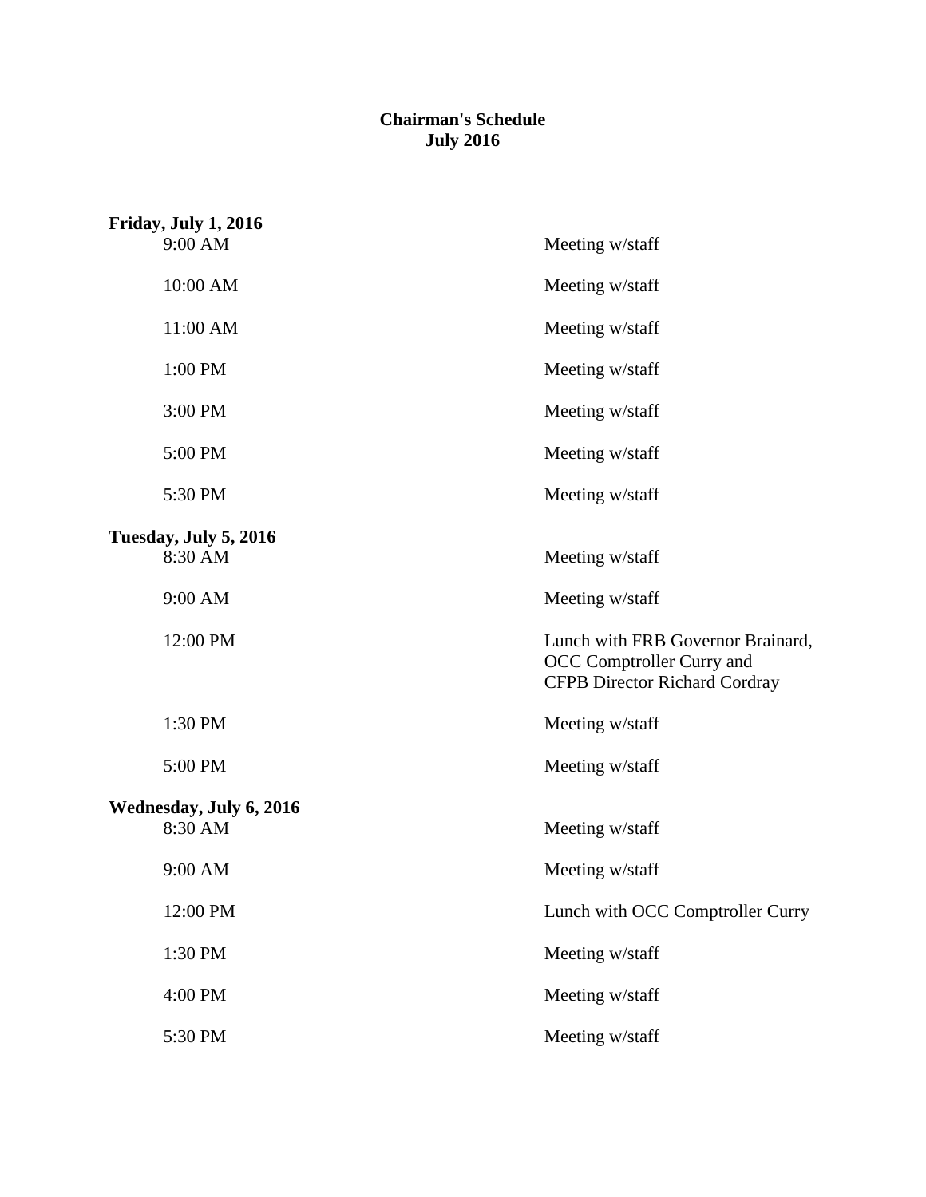# Chairman's Schedule
## July 2016

**Friday, July 1, 2016**

| | |
|---|---|
| 9:00 AM | Meeting w/staff |
| 10:00 AM | Meeting w/staff |
| 11:00 AM | Meeting w/staff |
| 1:00 PM | Meeting w/staff |
| 3:00 PM | Meeting w/staff |
| 5:00 PM | Meeting w/staff |
| 5:30 PM | Meeting w/staff |

**Tuesday, July 5, 2016**

| | |
|---|---|
| 8:30 AM | Meeting w/staff |
| 9:00 AM | Meeting w/staff |
| 12:00 PM | Lunch with FRB Governor Brainard, OCC Comptroller Curry and CFPB Director Richard Cordray |
| 1:30 PM | Meeting w/staff |
| 5:00 PM | Meeting w/staff |

**Wednesday, July 6, 2016**

| | |
|---|---|
| 8:30 AM | Meeting w/staff |
| 9:00 AM | Meeting w/staff |
| 12:00 PM | Lunch with OCC Comptroller Curry |
| 1:30 PM | Meeting w/staff |
| 4:00 PM | Meeting w/staff |
| 5:30 PM | Meeting w/staff |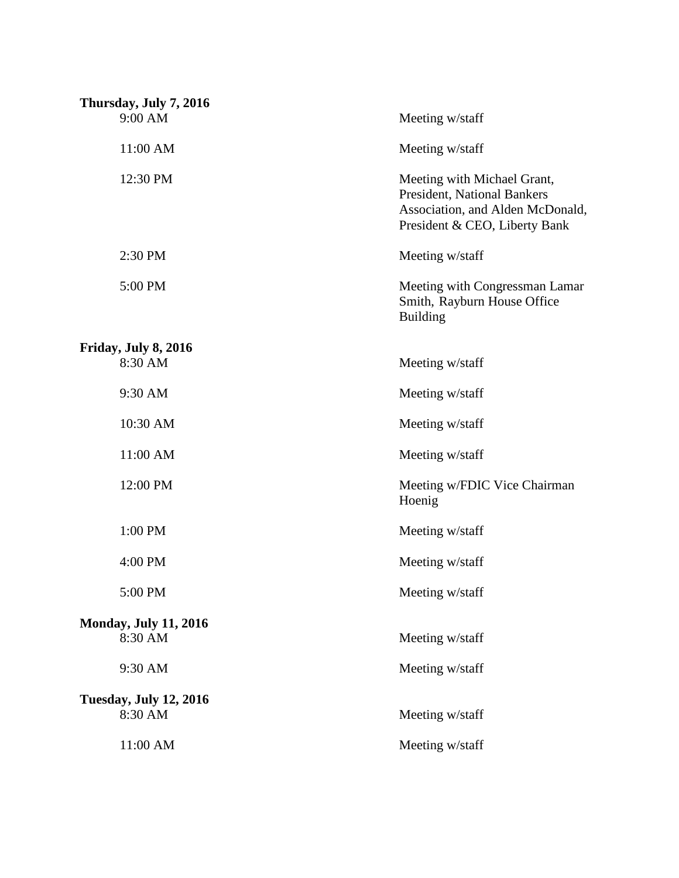**Thursday, July 7, 2016**

| | |
|---|---|
| 9:00 AM | Meeting w/staff |
| 11:00 AM | Meeting w/staff |
| 12:30 PM | Meeting with Michael Grant, President, National Bankers Association, and Alden McDonald, President & CEO, Liberty Bank |
| 2:30 PM | Meeting w/staff |
| 5:00 PM | Meeting with Congressman Lamar Smith, Rayburn House Office Building |

**Friday, July 8, 2016**

| | |
|---|---|
| 8:30 AM | Meeting w/staff |
| 9:30 AM | Meeting w/staff |
| 10:30 AM | Meeting w/staff |
| 11:00 AM | Meeting w/staff |
| 12:00 PM | Meeting w/FDIC Vice Chairman Hoenig |
| 1:00 PM | Meeting w/staff |
| 4:00 PM | Meeting w/staff |
| 5:00 PM | Meeting w/staff |

**Monday, July 11, 2016**

| | |
|---|---|
| 8:30 AM | Meeting w/staff |
| 9:30 AM | Meeting w/staff |

**Tuesday, July 12, 2016**

| | |
|---|---|
| 8:30 AM | Meeting w/staff |
| 11:00 AM | Meeting w/staff |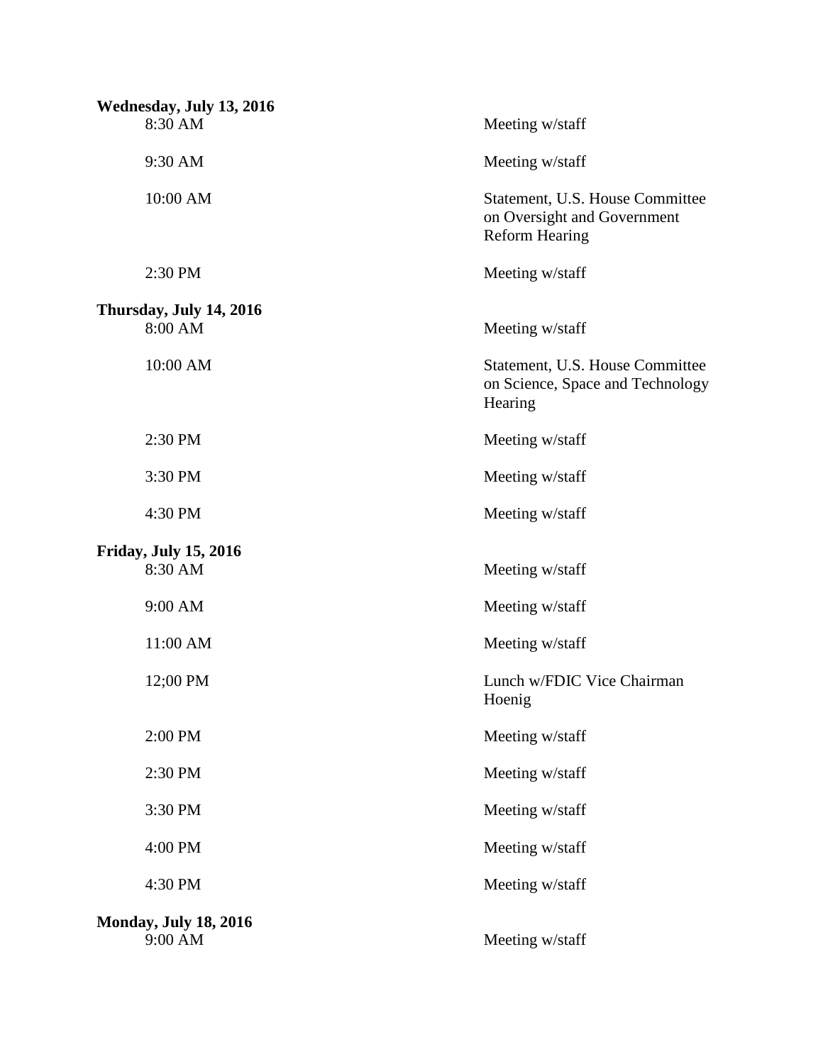**Wednesday, July 13, 2016**

| | |
|---|---|
| 8:30 AM | Meeting w/staff |
| 9:30 AM | Meeting w/staff |
| 10:00 AM | Statement, U.S. House Committee on Oversight and Government Reform Hearing |
| 2:30 PM | Meeting w/staff |

**Thursday, July 14, 2016**

| | |
|---|---|
| 8:00 AM | Meeting w/staff |
| 10:00 AM | Statement, U.S. House Committee on Science, Space and Technology Hearing |
| 2:30 PM | Meeting w/staff |
| 3:30 PM | Meeting w/staff |
| 4:30 PM | Meeting w/staff |

**Friday, July 15, 2016**

| | |
|---|---|
| 8:30 AM | Meeting w/staff |
| 9:00 AM | Meeting w/staff |
| 11:00 AM | Meeting w/staff |
| 12;00 PM | Lunch w/FDIC Vice Chairman Hoenig |
| 2:00 PM | Meeting w/staff |
| 2:30 PM | Meeting w/staff |
| 3:30 PM | Meeting w/staff |
| 4:00 PM | Meeting w/staff |
| 4:30 PM | Meeting w/staff |

**Monday, July 18, 2016**

| | |
|---|---|
| 9:00 AM | Meeting w/staff |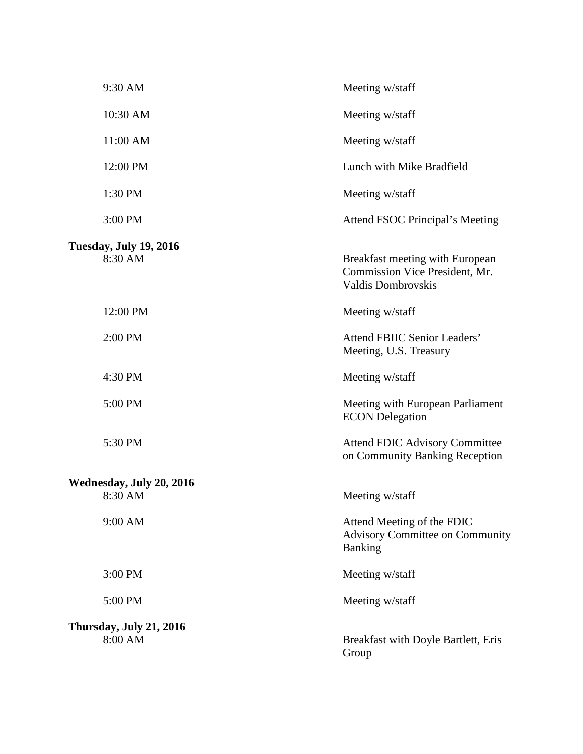| | |
|---|---|
| 9:30 AM | Meeting w/staff |
| 10:30 AM | Meeting w/staff |
| 11:00 AM | Meeting w/staff |
| 12:00 PM | Lunch with Mike Bradfield |
| 1:30 PM | Meeting w/staff |
| 3:00 PM | Attend FSOC Principal's Meeting |

**Tuesday, July 19, 2016**

| | |
|---|---|
| 8:30 AM | Breakfast meeting with European Commission Vice President, Mr. Valdis Dombrovskis |
| 12:00 PM | Meeting w/staff |
| 2:00 PM | Attend FBIIC Senior Leaders' Meeting, U.S. Treasury |
| 4:30 PM | Meeting w/staff |
| 5:00 PM | Meeting with European Parliament ECON Delegation |
| 5:30 PM | Attend FDIC Advisory Committee on Community Banking Reception |

**Wednesday, July 20, 2016**

| | |
|---|---|
| 8:30 AM | Meeting w/staff |
| 9:00 AM | Attend Meeting of the FDIC Advisory Committee on Community Banking |
| 3:00 PM | Meeting w/staff |
| 5:00 PM | Meeting w/staff |

**Thursday, July 21, 2016**

| | |
|---|---|
| 8:00 AM | Breakfast with Doyle Bartlett, Eris Group |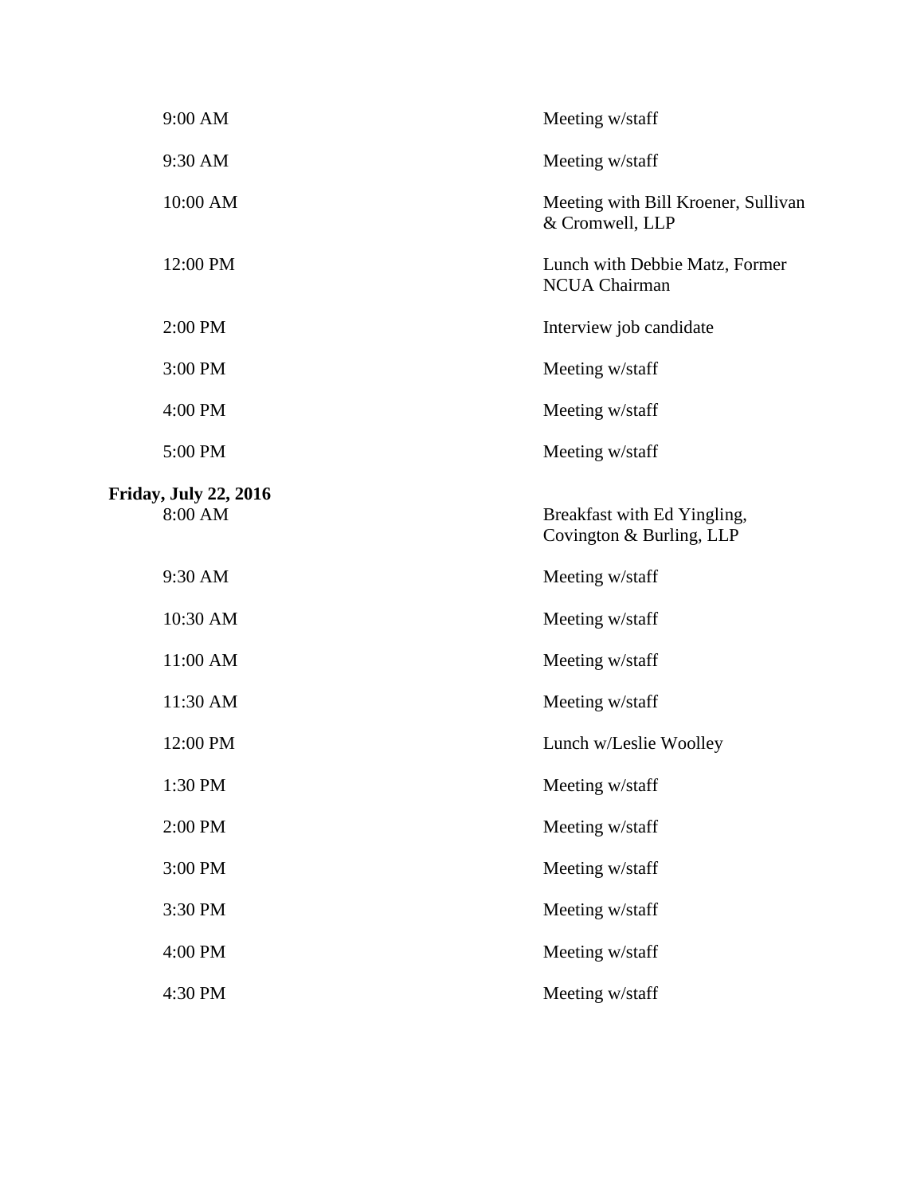| | |
|---|---|
| 9:00 AM | Meeting w/staff |
| 9:30 AM | Meeting w/staff |
| 10:00 AM | Meeting with Bill Kroener, Sullivan & Cromwell, LLP |
| 12:00 PM | Lunch with Debbie Matz, Former NCUA Chairman |
| 2:00 PM | Interview job candidate |
| 3:00 PM | Meeting w/staff |
| 4:00 PM | Meeting w/staff |
| 5:00 PM | Meeting w/staff |

**Friday, July 22, 2016**

| | |
|---|---|
| 8:00 AM | Breakfast with Ed Yingling, Covington & Burling, LLP |
| 9:30 AM | Meeting w/staff |
| 10:30 AM | Meeting w/staff |
| 11:00 AM | Meeting w/staff |
| 11:30 AM | Meeting w/staff |
| 12:00 PM | Lunch w/Leslie Woolley |
| 1:30 PM | Meeting w/staff |
| 2:00 PM | Meeting w/staff |
| 3:00 PM | Meeting w/staff |
| 3:30 PM | Meeting w/staff |
| 4:00 PM | Meeting w/staff |
| 4:30 PM | Meeting w/staff |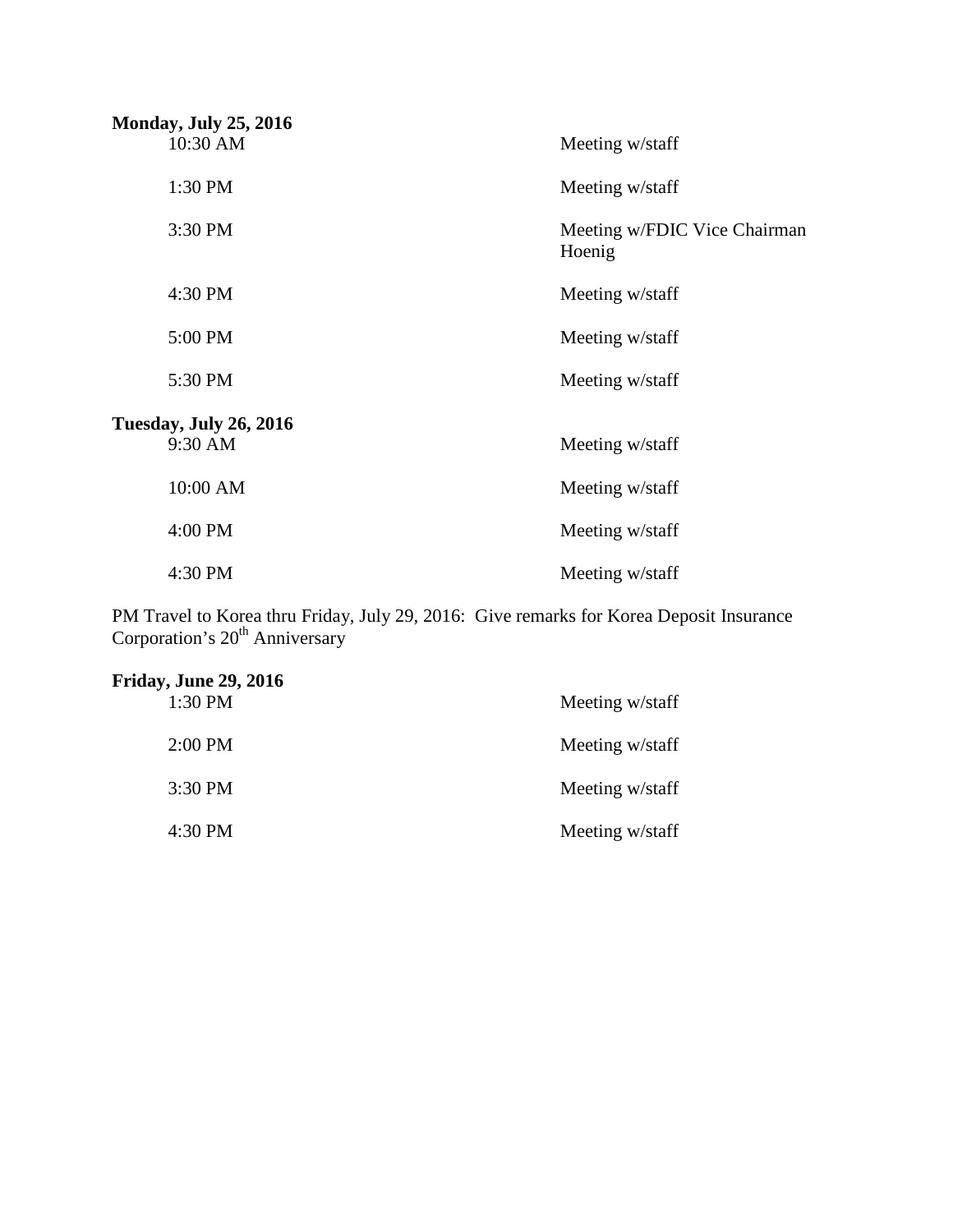**Monday, July 25, 2016**

| | |
|---|---|
| 10:30 AM | Meeting w/staff |
| 1:30 PM | Meeting w/staff |
| 3:30 PM | Meeting w/FDIC Vice Chairman Hoenig |
| 4:30 PM | Meeting w/staff |
| 5:00 PM | Meeting w/staff |
| 5:30 PM | Meeting w/staff |

**Tuesday, July 26, 2016**

| | |
|---|---|
| 9:30 AM | Meeting w/staff |
| 10:00 AM | Meeting w/staff |
| 4:00 PM | Meeting w/staff |
| 4:30 PM | Meeting w/staff |

PM Travel to Korea thru Friday, July 29, 2016: Give remarks for Korea Deposit Insurance Corporation's 20th Anniversary

**Friday, June 29, 2016**

| | |
|---|---|
| 1:30 PM | Meeting w/staff |
| 2:00 PM | Meeting w/staff |
| 3:30 PM | Meeting w/staff |
| 4:30 PM | Meeting w/staff |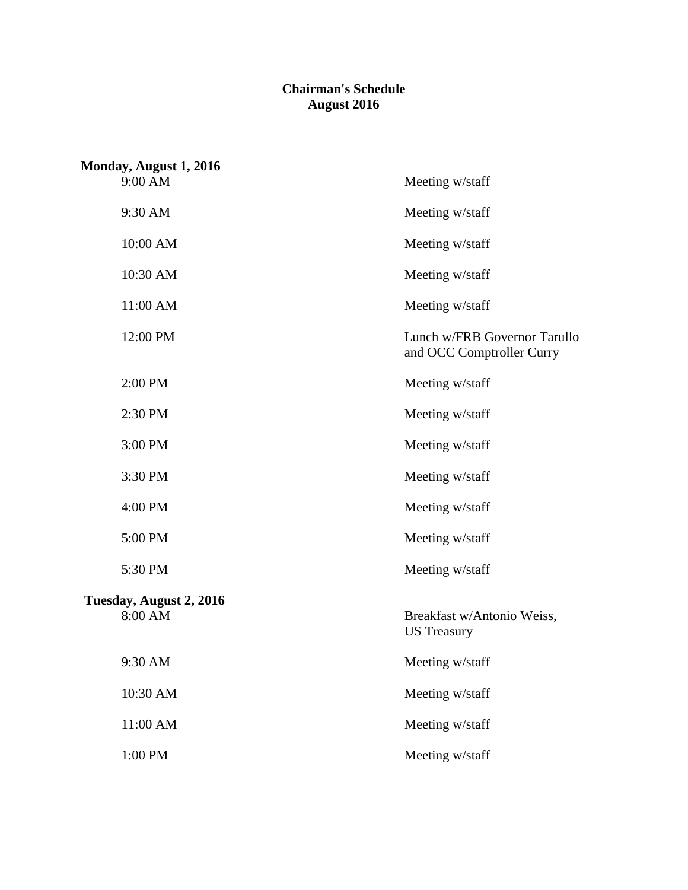**Chairman's Schedule**
**August 2016**

**Monday, August 1, 2016**

| | |
|---|---|
| 9:00 AM | Meeting w/staff |
| 9:30 AM | Meeting w/staff |
| 10:00 AM | Meeting w/staff |
| 10:30 AM | Meeting w/staff |
| 11:00 AM | Meeting w/staff |
| 12:00 PM | Lunch w/FRB Governor Tarullo and OCC Comptroller Curry |
| 2:00 PM | Meeting w/staff |
| 2:30 PM | Meeting w/staff |
| 3:00 PM | Meeting w/staff |
| 3:30 PM | Meeting w/staff |
| 4:00 PM | Meeting w/staff |
| 5:00 PM | Meeting w/staff |
| 5:30 PM | Meeting w/staff |

**Tuesday, August 2, 2016**

| | |
|---|---|
| 8:00 AM | Breakfast w/Antonio Weiss, US Treasury |
| 9:30 AM | Meeting w/staff |
| 10:30 AM | Meeting w/staff |
| 11:00 AM | Meeting w/staff |
| 1:00 PM | Meeting w/staff |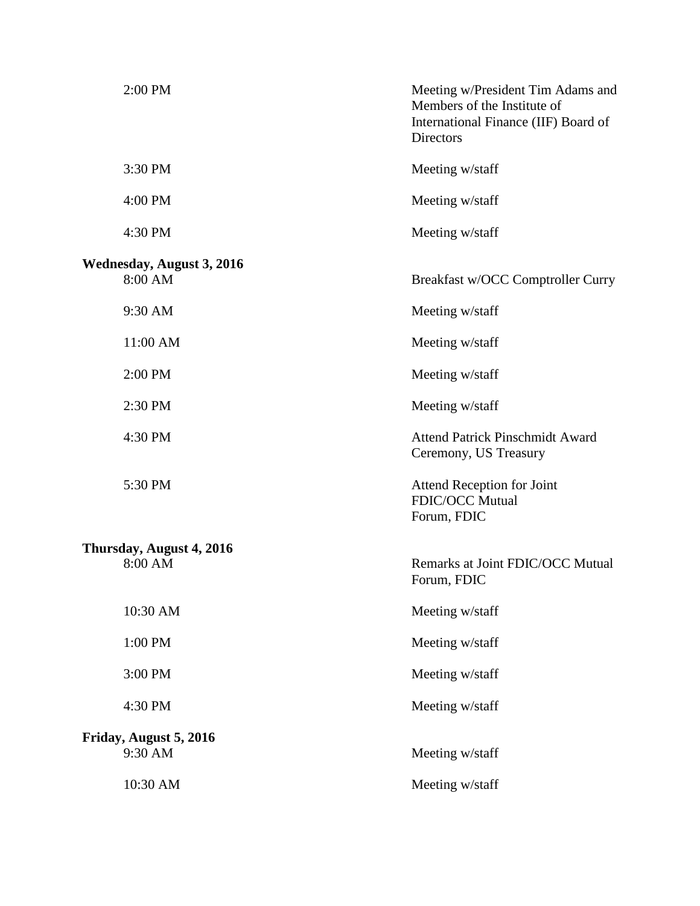| | |
|---|---|
| 2:00 PM | Meeting w/President Tim Adams and Members of the Institute of International Finance (IIF) Board of Directors |
| 3:30 PM | Meeting w/staff |
| 4:00 PM | Meeting w/staff |
| 4:30 PM | Meeting w/staff |

**Wednesday, August 3, 2016**

| | |
|---|---|
| 8:00 AM | Breakfast w/OCC Comptroller Curry |
| 9:30 AM | Meeting w/staff |
| 11:00 AM | Meeting w/staff |
| 2:00 PM | Meeting w/staff |
| 2:30 PM | Meeting w/staff |
| 4:30 PM | Attend Patrick Pinschmidt Award Ceremony, US Treasury |
| 5:30 PM | Attend Reception for Joint FDIC/OCC Mutual Forum, FDIC |

**Thursday, August 4, 2016**

| | |
|---|---|
| 8:00 AM | Remarks at Joint FDIC/OCC Mutual Forum, FDIC |
| 10:30 AM | Meeting w/staff |
| 1:00 PM | Meeting w/staff |
| 3:00 PM | Meeting w/staff |
| 4:30 PM | Meeting w/staff |

**Friday, August 5, 2016**

| | |
|---|---|
| 9:30 AM | Meeting w/staff |
| 10:30 AM | Meeting w/staff |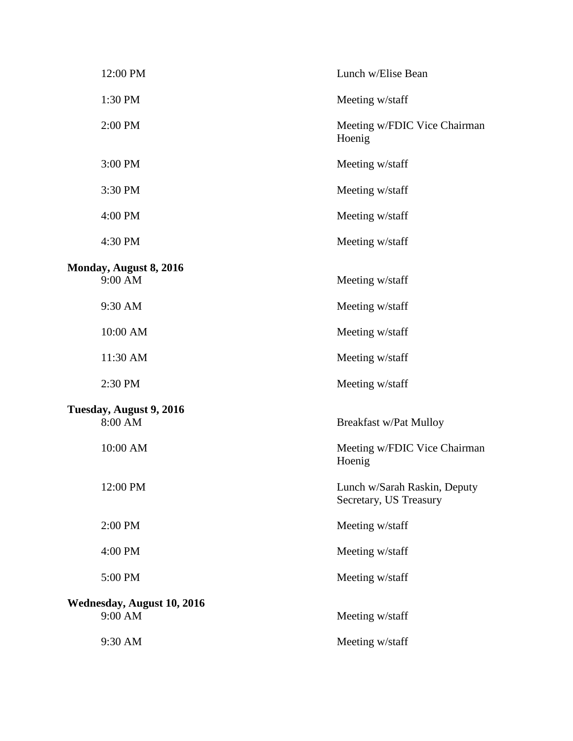| | |
|---|---|
| 12:00 PM | Lunch w/Elise Bean |
| 1:30 PM | Meeting w/staff |
| 2:00 PM | Meeting w/FDIC Vice Chairman Hoenig |
| 3:00 PM | Meeting w/staff |
| 3:30 PM | Meeting w/staff |
| 4:00 PM | Meeting w/staff |
| 4:30 PM | Meeting w/staff |

**Monday, August 8, 2016**

| | |
|---|---|
| 9:00 AM | Meeting w/staff |
| 9:30 AM | Meeting w/staff |
| 10:00 AM | Meeting w/staff |
| 11:30 AM | Meeting w/staff |
| 2:30 PM | Meeting w/staff |

**Tuesday, August 9, 2016**

| | |
|---|---|
| 8:00 AM | Breakfast w/Pat Mulloy |
| 10:00 AM | Meeting w/FDIC Vice Chairman Hoenig |
| 12:00 PM | Lunch w/Sarah Raskin, Deputy Secretary, US Treasury |
| 2:00 PM | Meeting w/staff |
| 4:00 PM | Meeting w/staff |
| 5:00 PM | Meeting w/staff |

**Wednesday, August 10, 2016**

| | |
|---|---|
| 9:00 AM | Meeting w/staff |
| 9:30 AM | Meeting w/staff |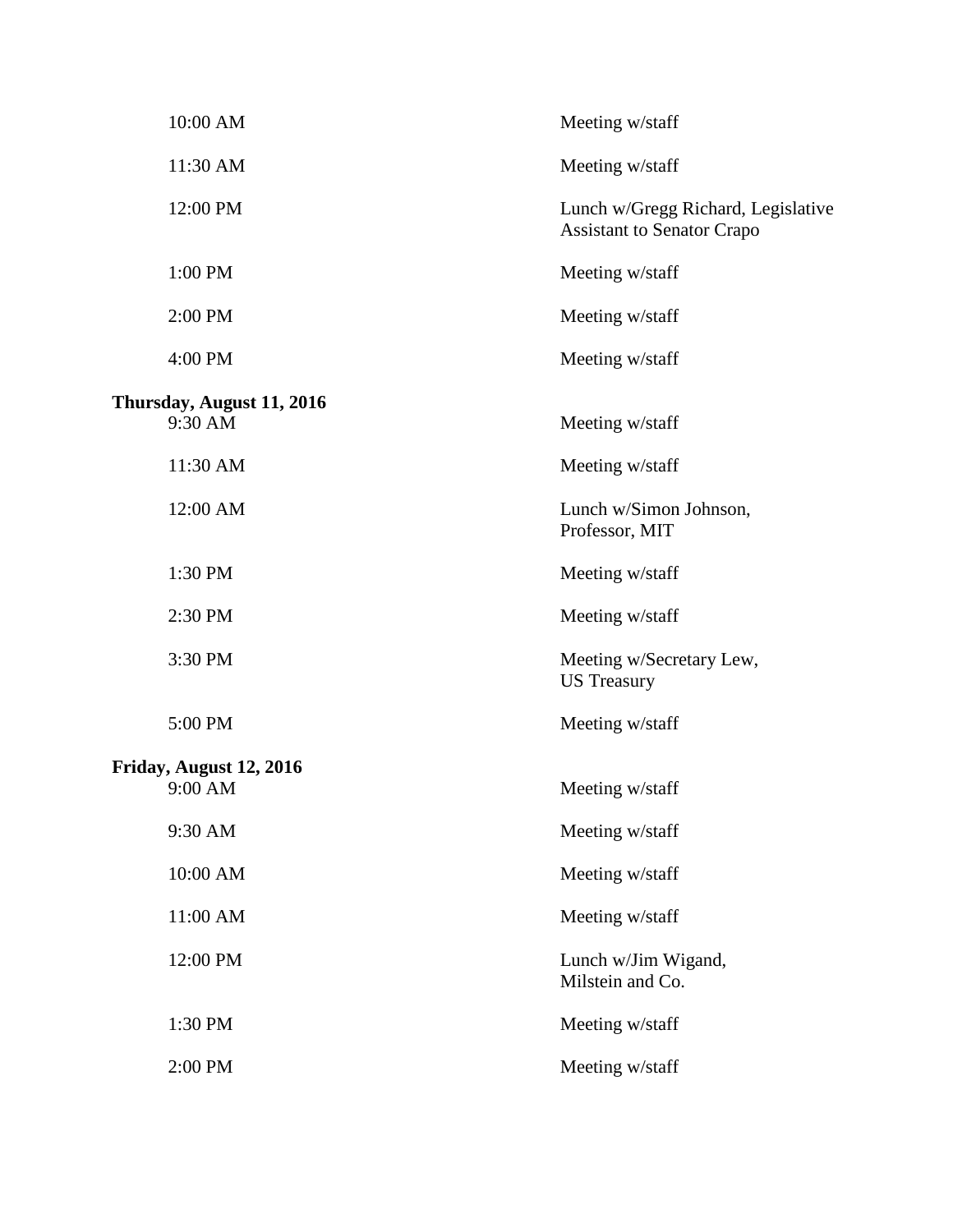| | |
|---|---|
| 10:00 AM | Meeting w/staff |
| 11:30 AM | Meeting w/staff |
| 12:00 PM | Lunch w/Gregg Richard, Legislative Assistant to Senator Crapo |
| 1:00 PM | Meeting w/staff |
| 2:00 PM | Meeting w/staff |
| 4:00 PM | Meeting w/staff |

**Thursday, August 11, 2016**

| | |
|---|---|
| 9:30 AM | Meeting w/staff |
| 11:30 AM | Meeting w/staff |
| 12:00 AM | Lunch w/Simon Johnson, Professor, MIT |
| 1:30 PM | Meeting w/staff |
| 2:30 PM | Meeting w/staff |
| 3:30 PM | Meeting w/Secretary Lew, US Treasury |
| 5:00 PM | Meeting w/staff |

**Friday, August 12, 2016**

| | |
|---|---|
| 9:00 AM | Meeting w/staff |
| 9:30 AM | Meeting w/staff |
| 10:00 AM | Meeting w/staff |
| 11:00 AM | Meeting w/staff |
| 12:00 PM | Lunch w/Jim Wigand, Milstein and Co. |
| 1:30 PM | Meeting w/staff |
| 2:00 PM | Meeting w/staff |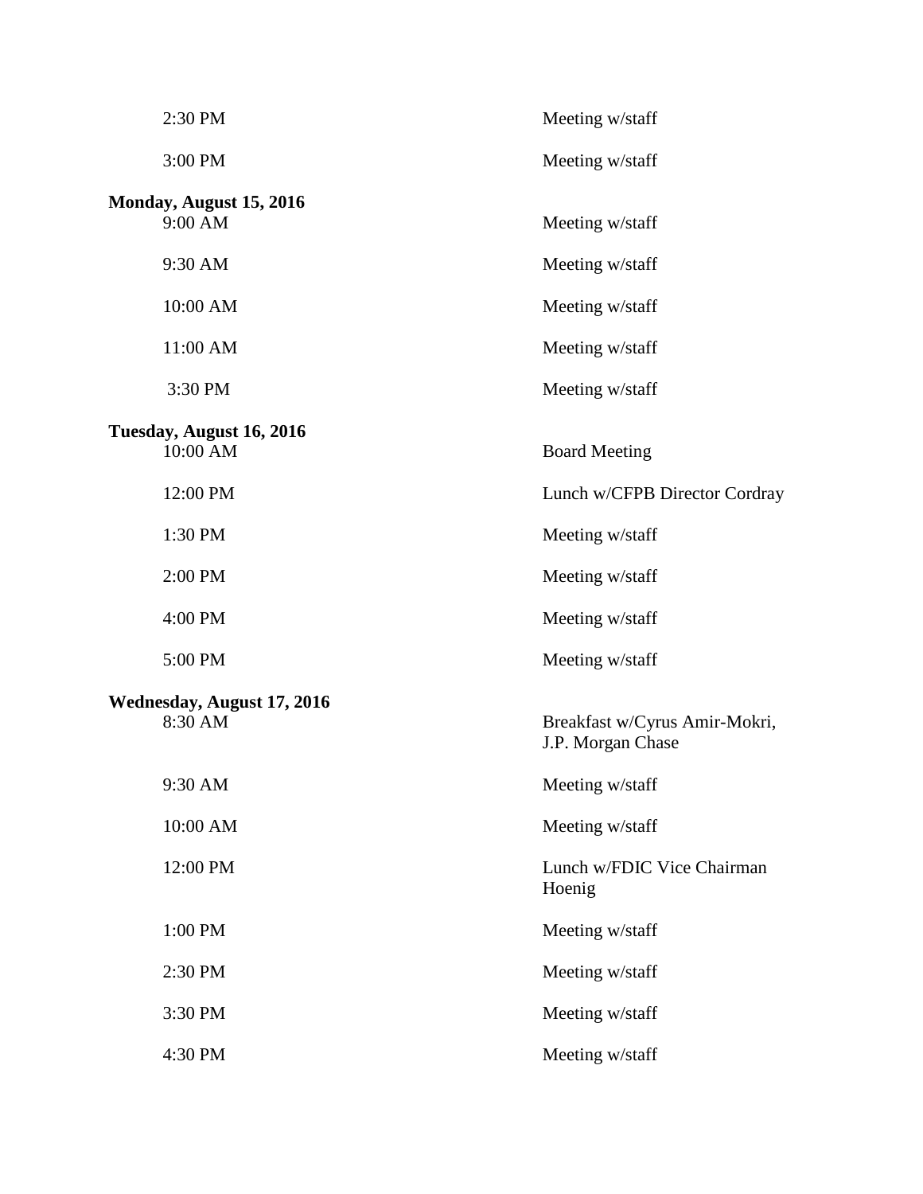| | |
|---|---|
| 2:30 PM | Meeting w/staff |
| 3:00 PM | Meeting w/staff |

**Monday, August 15, 2016**

| | |
|---|---|
| 9:00 AM | Meeting w/staff |
| 9:30 AM | Meeting w/staff |
| 10:00 AM | Meeting w/staff |
| 11:00 AM | Meeting w/staff |
| 3:30 PM | Meeting w/staff |

**Tuesday, August 16, 2016**

| | |
|---|---|
| 10:00 AM | Board Meeting |
| 12:00 PM | Lunch w/CFPB Director Cordray |
| 1:30 PM | Meeting w/staff |
| 2:00 PM | Meeting w/staff |
| 4:00 PM | Meeting w/staff |
| 5:00 PM | Meeting w/staff |

**Wednesday, August 17, 2016**

| | |
|---|---|
| 8:30 AM | Breakfast w/Cyrus Amir-Mokri, J.P. Morgan Chase |
| 9:30 AM | Meeting w/staff |
| 10:00 AM | Meeting w/staff |
| 12:00 PM | Lunch w/FDIC Vice Chairman Hoenig |
| 1:00 PM | Meeting w/staff |
| 2:30 PM | Meeting w/staff |
| 3:30 PM | Meeting w/staff |
| 4:30 PM | Meeting w/staff |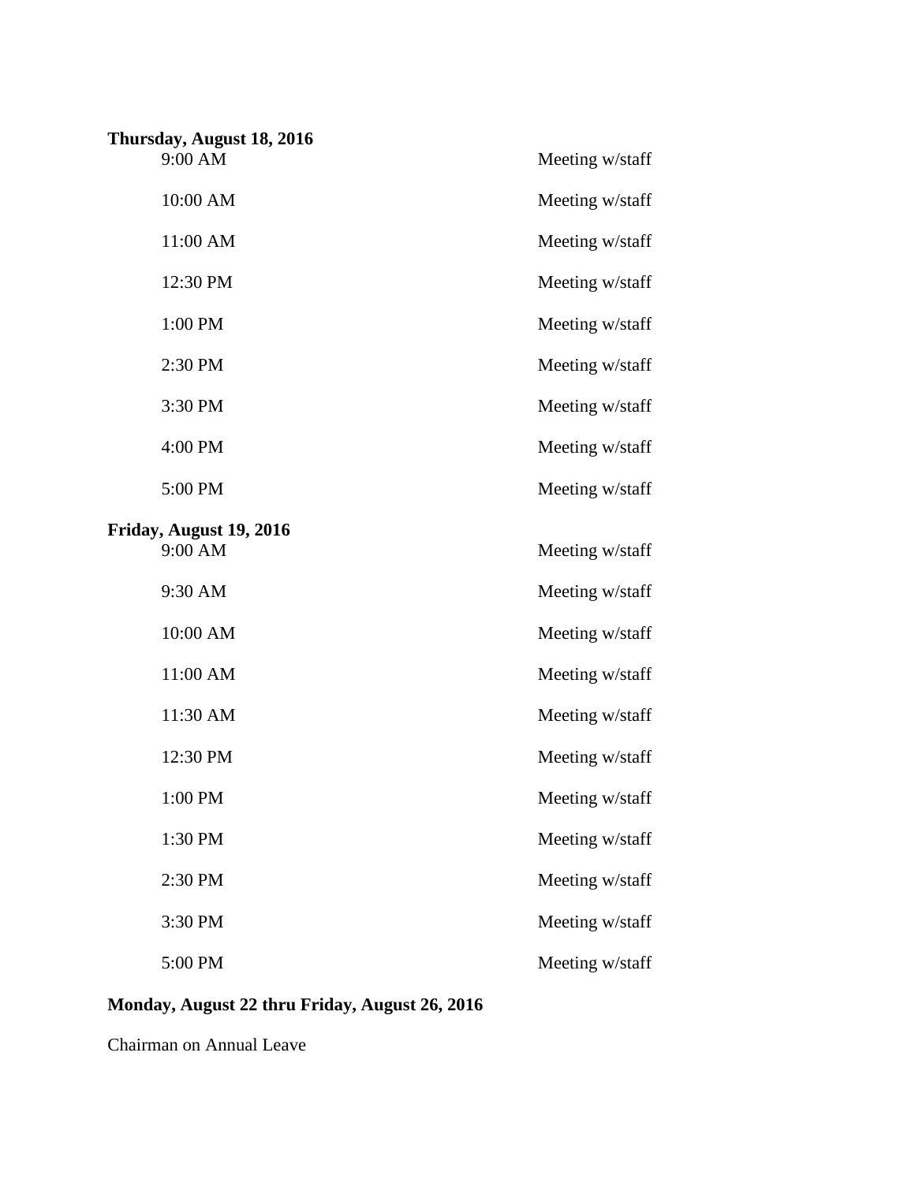**Thursday, August 18, 2016**

| | |
|---|---|
| 9:00 AM | Meeting w/staff |
| 10:00 AM | Meeting w/staff |
| 11:00 AM | Meeting w/staff |
| 12:30 PM | Meeting w/staff |
| 1:00 PM | Meeting w/staff |
| 2:30 PM | Meeting w/staff |
| 3:30 PM | Meeting w/staff |
| 4:00 PM | Meeting w/staff |
| 5:00 PM | Meeting w/staff |

**Friday, August 19, 2016**

| | |
|---|---|
| 9:00 AM | Meeting w/staff |
| 9:30 AM | Meeting w/staff |
| 10:00 AM | Meeting w/staff |
| 11:00 AM | Meeting w/staff |
| 11:30 AM | Meeting w/staff |
| 12:30 PM | Meeting w/staff |
| 1:00 PM | Meeting w/staff |
| 1:30 PM | Meeting w/staff |
| 2:30 PM | Meeting w/staff |
| 3:30 PM | Meeting w/staff |
| 5:00 PM | Meeting w/staff |

**Monday, August 22 thru Friday, August 26, 2016**

Chairman on Annual Leave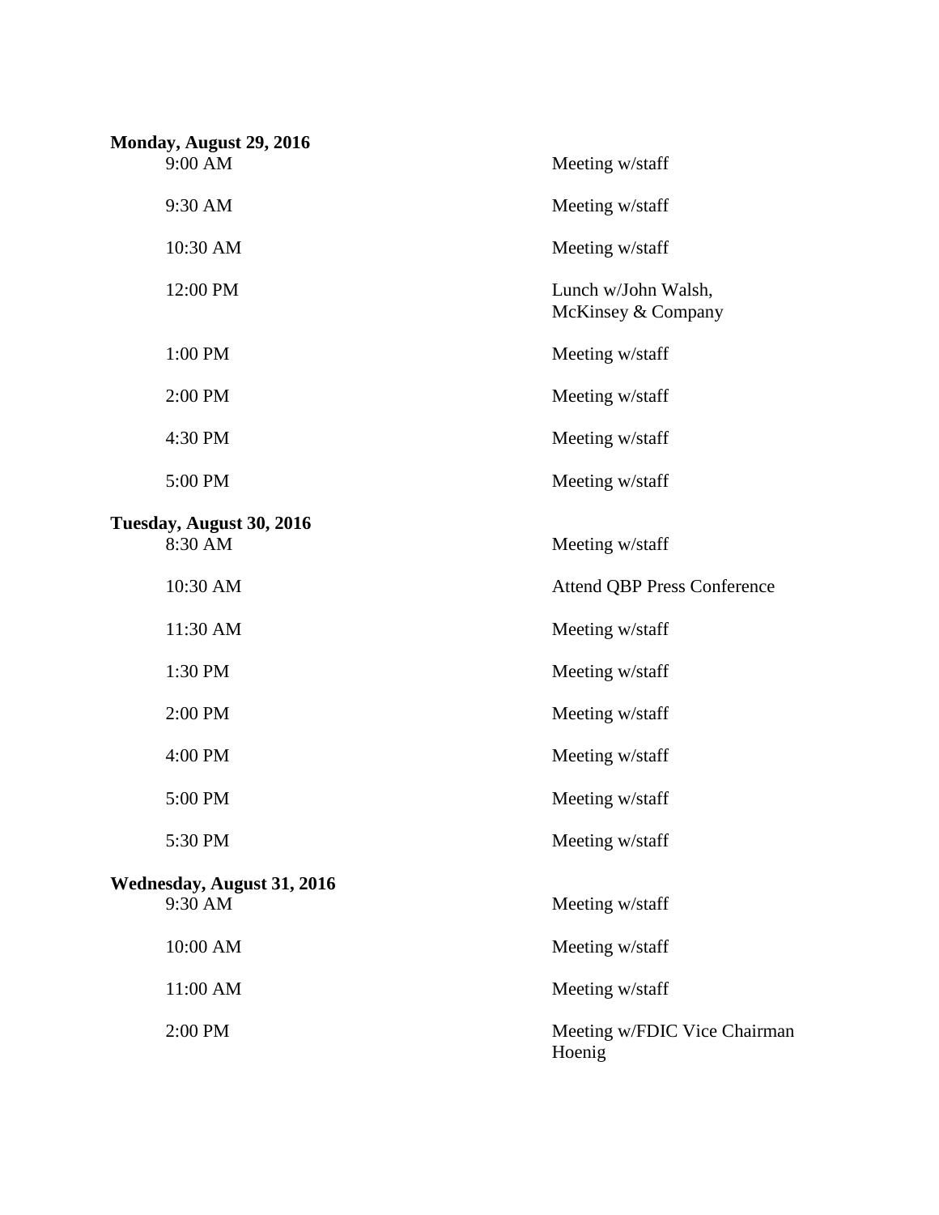**Monday, August 29, 2016**

| | |
|---|---|
| 9:00 AM | Meeting w/staff |
| 9:30 AM | Meeting w/staff |
| 10:30 AM | Meeting w/staff |
| 12:00 PM | Lunch w/John Walsh, McKinsey & Company |
| 1:00 PM | Meeting w/staff |
| 2:00 PM | Meeting w/staff |
| 4:30 PM | Meeting w/staff |
| 5:00 PM | Meeting w/staff |

**Tuesday, August 30, 2016**

| | |
|---|---|
| 8:30 AM | Meeting w/staff |
| 10:30 AM | Attend QBP Press Conference |
| 11:30 AM | Meeting w/staff |
| 1:30 PM | Meeting w/staff |
| 2:00 PM | Meeting w/staff |
| 4:00 PM | Meeting w/staff |
| 5:00 PM | Meeting w/staff |
| 5:30 PM | Meeting w/staff |

**Wednesday, August 31, 2016**

| | |
|---|---|
| 9:30 AM | Meeting w/staff |
| 10:00 AM | Meeting w/staff |
| 11:00 AM | Meeting w/staff |
| 2:00 PM | Meeting w/FDIC Vice Chairman Hoenig |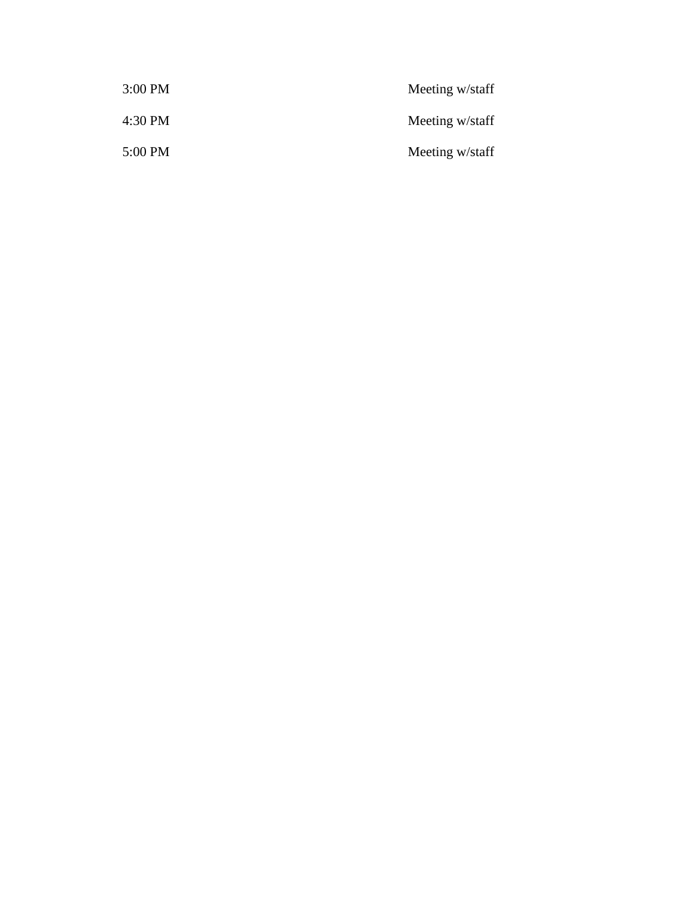| | |
|---|---|
| 3:00 PM | Meeting w/staff |
| 4:30 PM | Meeting w/staff |
| 5:00 PM | Meeting w/staff |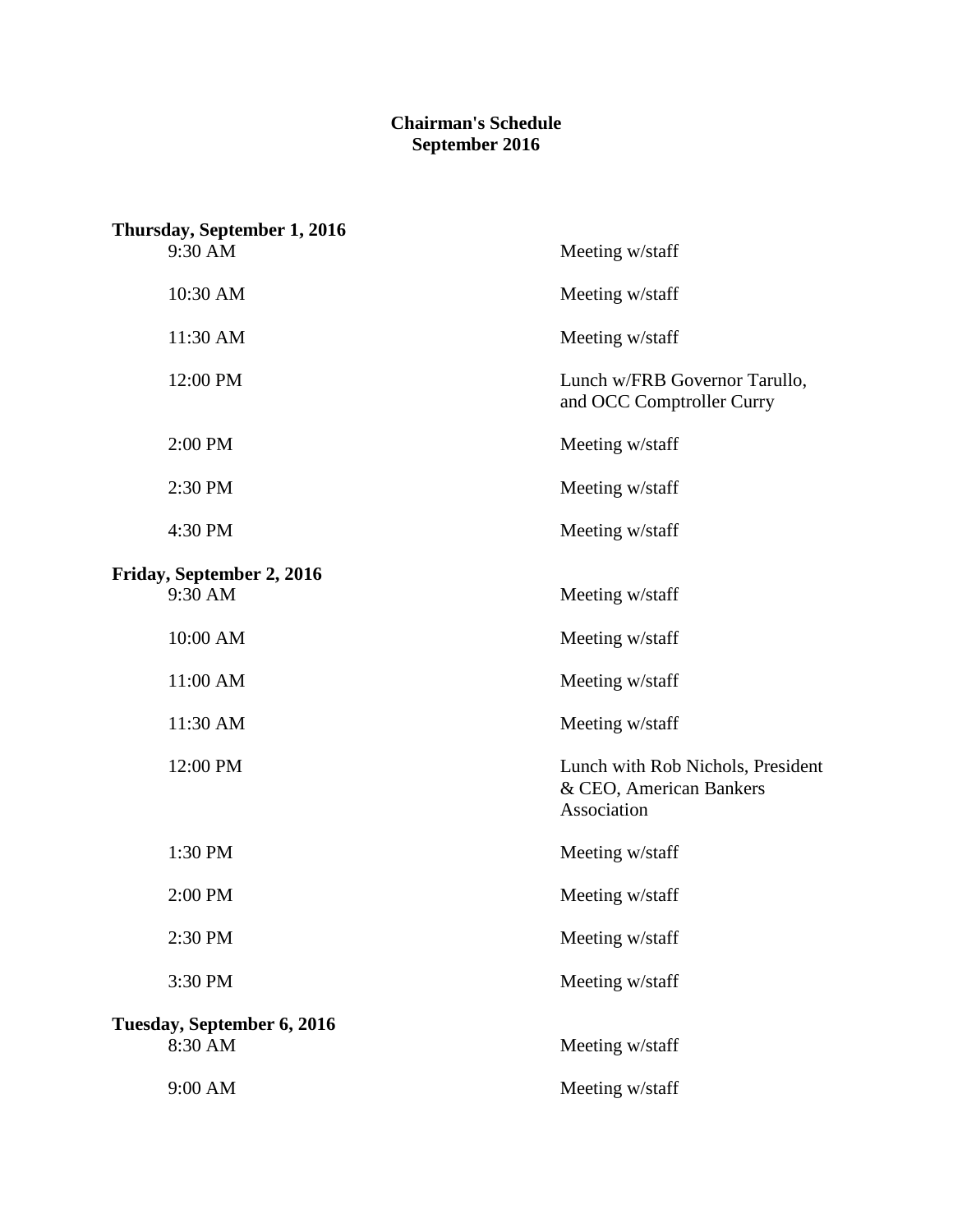**Chairman's Schedule**
**September 2016**

**Thursday, September 1, 2016**

| | |
|---|---|
| 9:30 AM | Meeting w/staff |
| 10:30 AM | Meeting w/staff |
| 11:30 AM | Meeting w/staff |
| 12:00 PM | Lunch w/FRB Governor Tarullo, and OCC Comptroller Curry |
| 2:00 PM | Meeting w/staff |
| 2:30 PM | Meeting w/staff |
| 4:30 PM | Meeting w/staff |

**Friday, September 2, 2016**

| | |
|---|---|
| 9:30 AM | Meeting w/staff |
| 10:00 AM | Meeting w/staff |
| 11:00 AM | Meeting w/staff |
| 11:30 AM | Meeting w/staff |
| 12:00 PM | Lunch with Rob Nichols, President & CEO, American Bankers Association |
| 1:30 PM | Meeting w/staff |
| 2:00 PM | Meeting w/staff |
| 2:30 PM | Meeting w/staff |
| 3:30 PM | Meeting w/staff |

**Tuesday, September 6, 2016**

| | |
|---|---|
| 8:30 AM | Meeting w/staff |
| 9:00 AM | Meeting w/staff |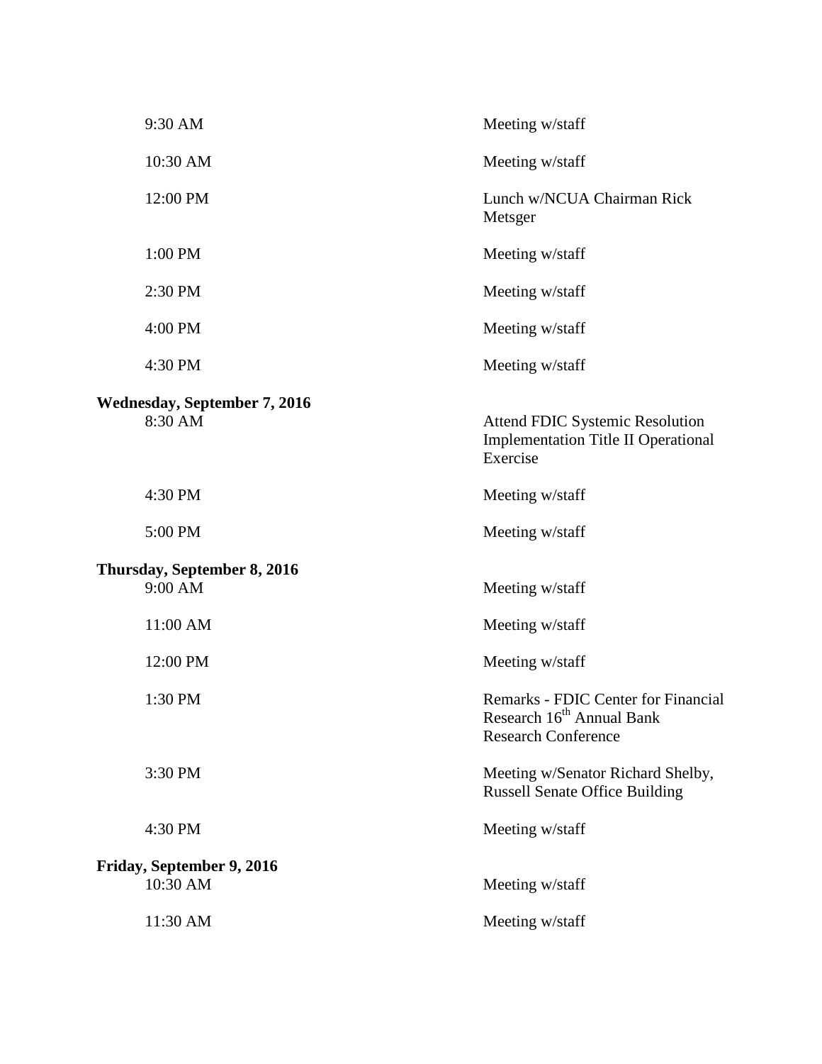| | |
|---|---|
| 9:30 AM | Meeting w/staff |
| 10:30 AM | Meeting w/staff |
| 12:00 PM | Lunch w/NCUA Chairman Rick Metsger |
| 1:00 PM | Meeting w/staff |
| 2:30 PM | Meeting w/staff |
| 4:00 PM | Meeting w/staff |
| 4:30 PM | Meeting w/staff |

**Wednesday, September 7, 2016**

| | |
|---|---|
| 8:30 AM | Attend FDIC Systemic Resolution Implementation Title II Operational Exercise |
| 4:30 PM | Meeting w/staff |
| 5:00 PM | Meeting w/staff |

**Thursday, September 8, 2016**

| | |
|---|---|
| 9:00 AM | Meeting w/staff |
| 11:00 AM | Meeting w/staff |
| 12:00 PM | Meeting w/staff |
| 1:30 PM | Remarks - FDIC Center for Financial Research 16th Annual Bank Research Conference |
| 3:30 PM | Meeting w/Senator Richard Shelby, Russell Senate Office Building |
| 4:30 PM | Meeting w/staff |

**Friday, September 9, 2016**

| | |
|---|---|
| 10:30 AM | Meeting w/staff |
| 11:30 AM | Meeting w/staff |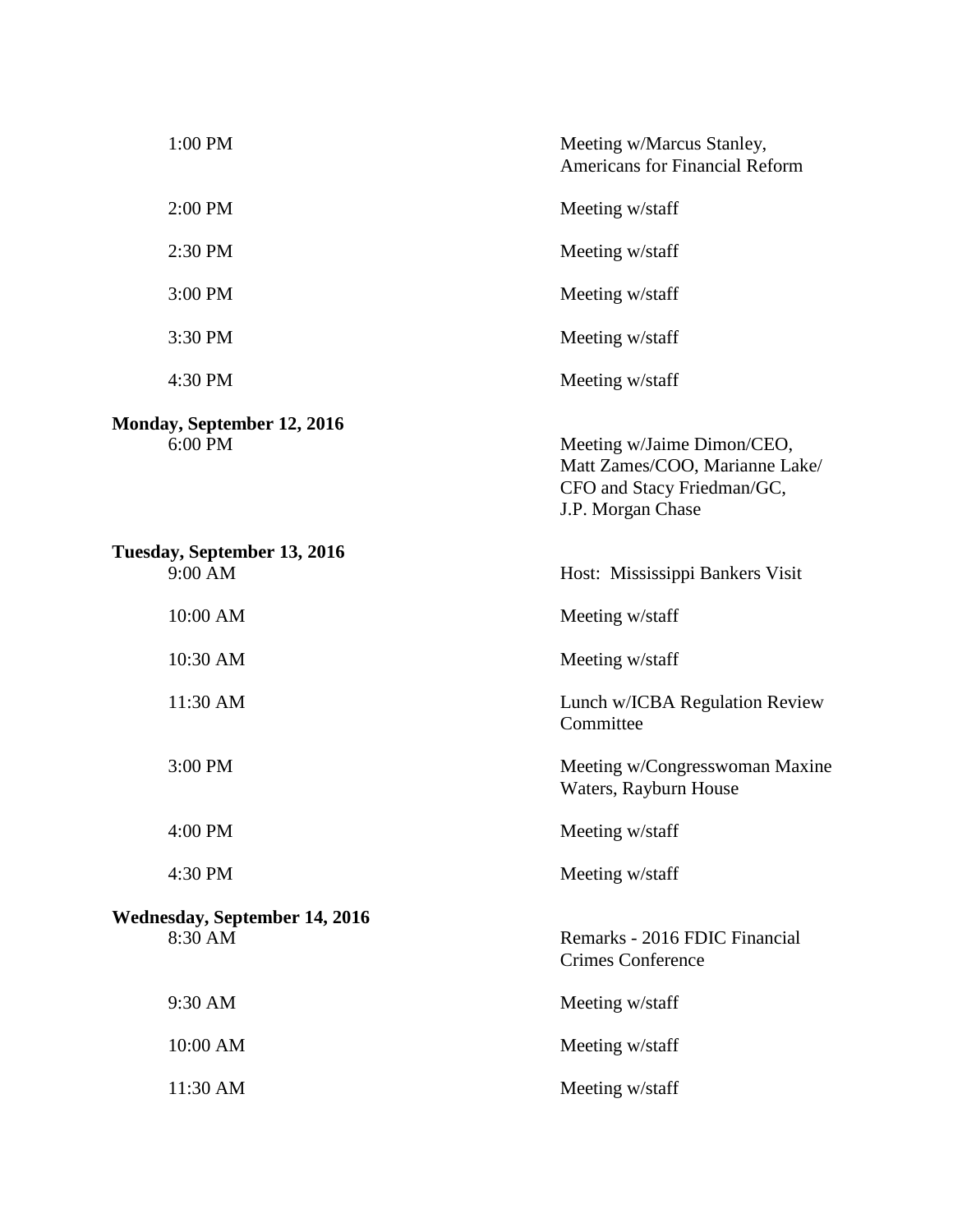| | |
|---|---|
| 1:00 PM | Meeting w/Marcus Stanley, Americans for Financial Reform |
| 2:00 PM | Meeting w/staff |
| 2:30 PM | Meeting w/staff |
| 3:00 PM | Meeting w/staff |
| 3:30 PM | Meeting w/staff |
| 4:30 PM | Meeting w/staff |

**Monday, September 12, 2016**

| | |
|---|---|
| 6:00 PM | Meeting w/Jaime Dimon/CEO, Matt Zames/COO, Marianne Lake/ CFO and Stacy Friedman/GC, J.P. Morgan Chase |

**Tuesday, September 13, 2016**

| | |
|---|---|
| 9:00 AM | Host: Mississippi Bankers Visit |
| 10:00 AM | Meeting w/staff |
| 10:30 AM | Meeting w/staff |
| 11:30 AM | Lunch w/ICBA Regulation Review Committee |
| 3:00 PM | Meeting w/Congresswoman Maxine Waters, Rayburn House |
| 4:00 PM | Meeting w/staff |
| 4:30 PM | Meeting w/staff |

**Wednesday, September 14, 2016**

| | |
|---|---|
| 8:30 AM | Remarks - 2016 FDIC Financial Crimes Conference |
| 9:30 AM | Meeting w/staff |
| 10:00 AM | Meeting w/staff |
| 11:30 AM | Meeting w/staff |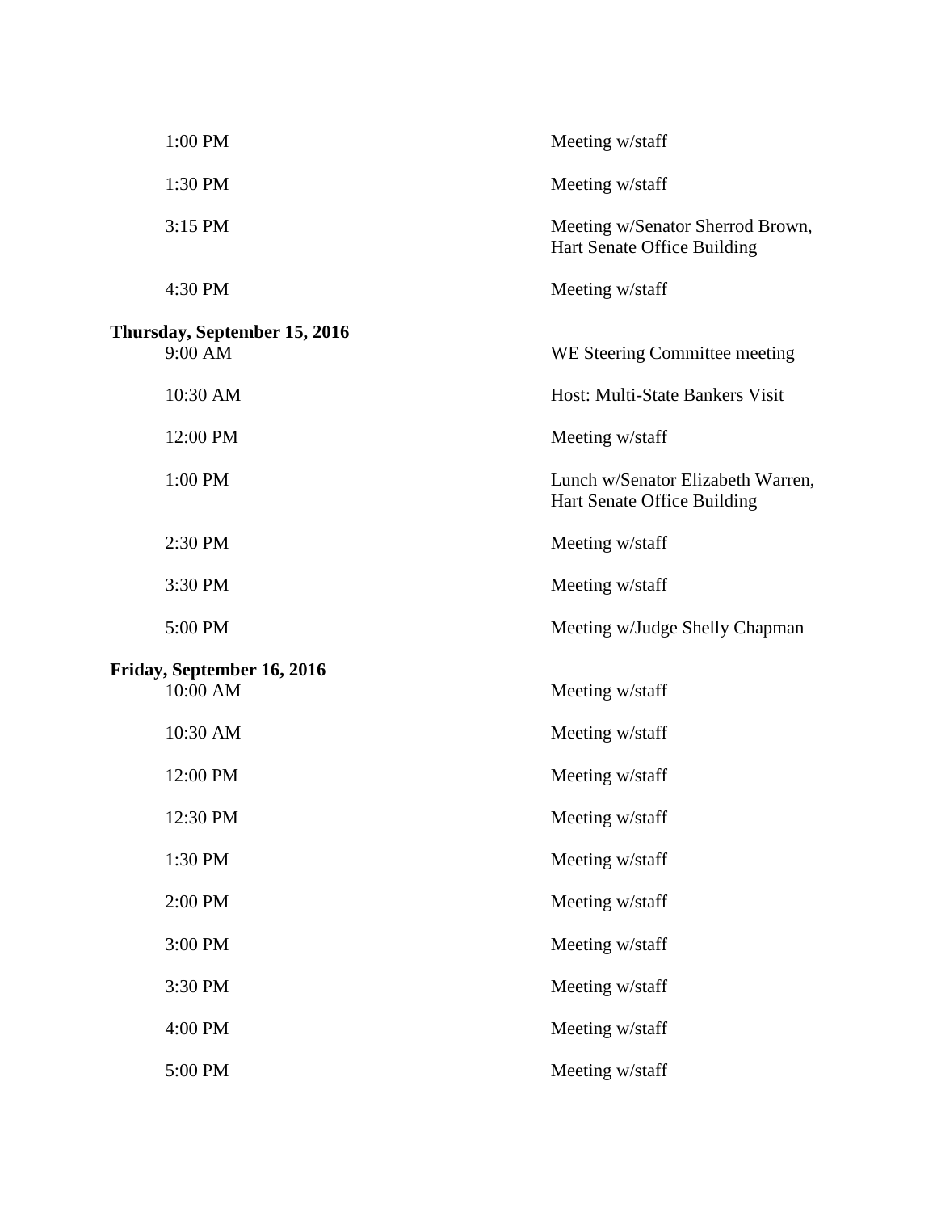| | |
|---|---|
| 1:00 PM | Meeting w/staff |
| 1:30 PM | Meeting w/staff |
| 3:15 PM | Meeting w/Senator Sherrod Brown, Hart Senate Office Building |
| 4:30 PM | Meeting w/staff |

**Thursday, September 15, 2016**

| | |
|---|---|
| 9:00 AM | WE Steering Committee meeting |
| 10:30 AM | Host: Multi-State Bankers Visit |
| 12:00 PM | Meeting w/staff |
| 1:00 PM | Lunch w/Senator Elizabeth Warren, Hart Senate Office Building |
| 2:30 PM | Meeting w/staff |
| 3:30 PM | Meeting w/staff |
| 5:00 PM | Meeting w/Judge Shelly Chapman |

**Friday, September 16, 2016**

| | |
|---|---|
| 10:00 AM | Meeting w/staff |
| 10:30 AM | Meeting w/staff |
| 12:00 PM | Meeting w/staff |
| 12:30 PM | Meeting w/staff |
| 1:30 PM | Meeting w/staff |
| 2:00 PM | Meeting w/staff |
| 3:00 PM | Meeting w/staff |
| 3:30 PM | Meeting w/staff |
| 4:00 PM | Meeting w/staff |
| 5:00 PM | Meeting w/staff |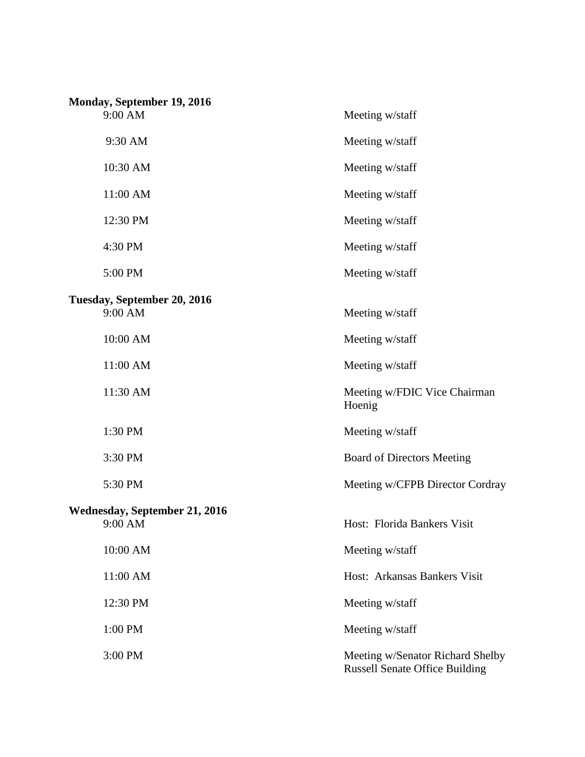**Monday, September 19, 2016**

| | |
|---|---|
| 9:00 AM | Meeting w/staff |
| 9:30 AM | Meeting w/staff |
| 10:30 AM | Meeting w/staff |
| 11:00 AM | Meeting w/staff |
| 12:30 PM | Meeting w/staff |
| 4:30 PM | Meeting w/staff |
| 5:00 PM | Meeting w/staff |

**Tuesday, September 20, 2016**

| | |
|---|---|
| 9:00 AM | Meeting w/staff |
| 10:00 AM | Meeting w/staff |
| 11:00 AM | Meeting w/staff |
| 11:30 AM | Meeting w/FDIC Vice Chairman Hoenig |
| 1:30 PM | Meeting w/staff |
| 3:30 PM | Board of Directors Meeting |
| 5:30 PM | Meeting w/CFPB Director Cordray |

**Wednesday, September 21, 2016**

| | |
|---|---|
| 9:00 AM | Host: Florida Bankers Visit |
| 10:00 AM | Meeting w/staff |
| 11:00 AM | Host: Arkansas Bankers Visit |
| 12:30 PM | Meeting w/staff |
| 1:00 PM | Meeting w/staff |
| 3:00 PM | Meeting w/Senator Richard Shelby<br>Russell Senate Office Building |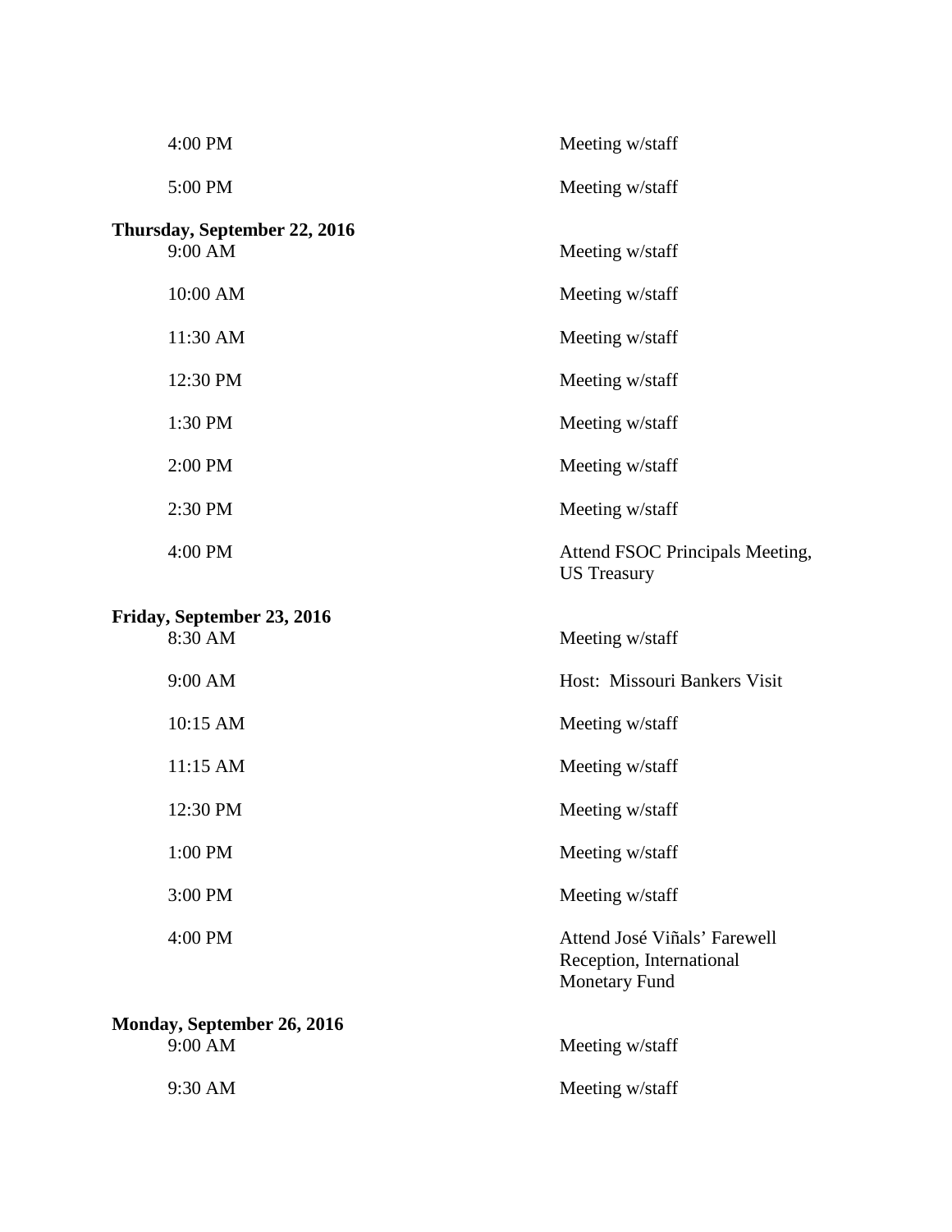| | |
|---|---|
| 4:00 PM | Meeting w/staff |
| 5:00 PM | Meeting w/staff |

**Thursday, September 22, 2016**

| | |
|---|---|
| 9:00 AM | Meeting w/staff |
| 10:00 AM | Meeting w/staff |
| 11:30 AM | Meeting w/staff |
| 12:30 PM | Meeting w/staff |
| 1:30 PM | Meeting w/staff |
| 2:00 PM | Meeting w/staff |
| 2:30 PM | Meeting w/staff |
| 4:00 PM | Attend FSOC Principals Meeting, US Treasury |

**Friday, September 23, 2016**

| | |
|---|---|
| 8:30 AM | Meeting w/staff |
| 9:00 AM | Host: Missouri Bankers Visit |
| 10:15 AM | Meeting w/staff |
| 11:15 AM | Meeting w/staff |
| 12:30 PM | Meeting w/staff |
| 1:00 PM | Meeting w/staff |
| 3:00 PM | Meeting w/staff |
| 4:00 PM | Attend José Viñals' Farewell Reception, International Monetary Fund |

**Monday, September 26, 2016**

| | |
|---|---|
| 9:00 AM | Meeting w/staff |
| 9:30 AM | Meeting w/staff |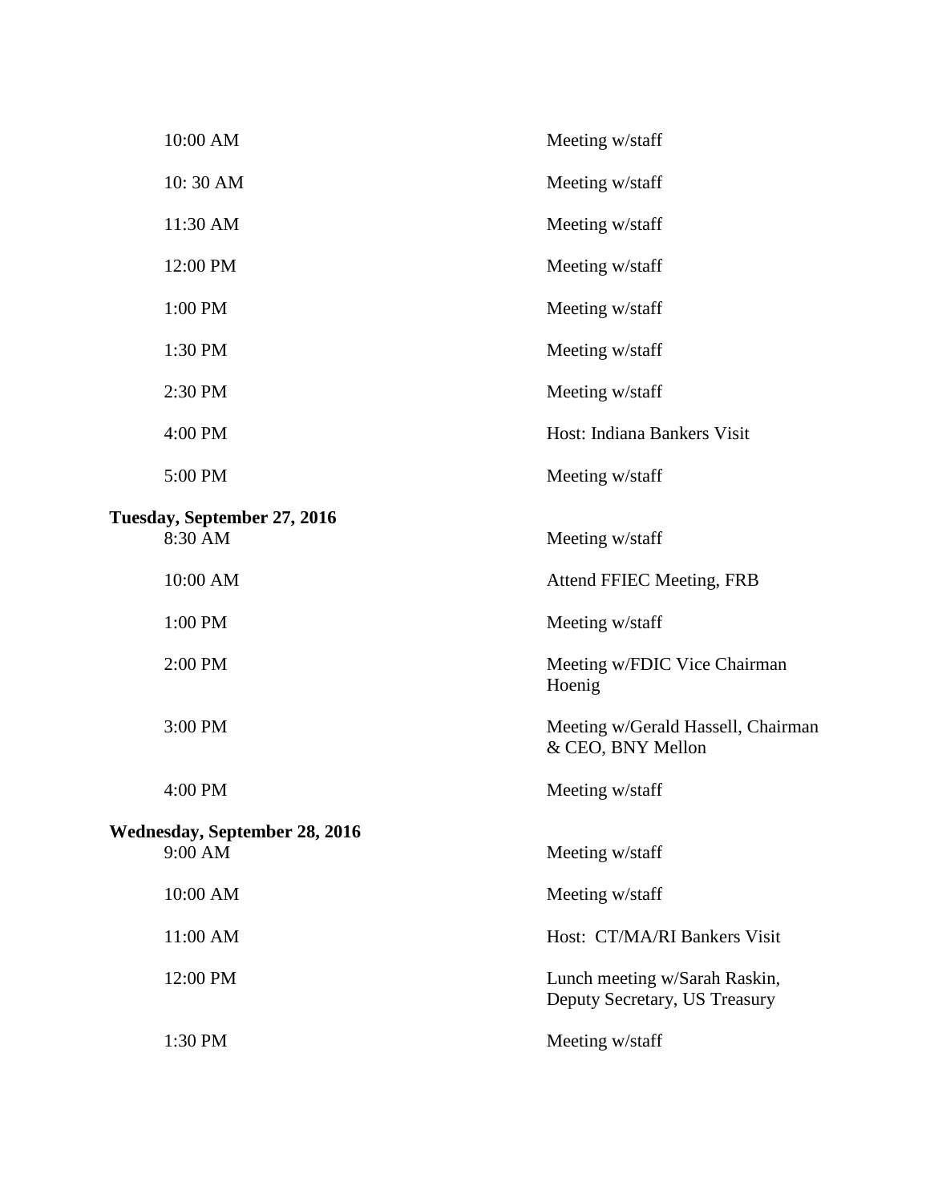| | |
|---|---|
| 10:00 AM | Meeting w/staff |
| 10: 30 AM | Meeting w/staff |
| 11:30 AM | Meeting w/staff |
| 12:00 PM | Meeting w/staff |
| 1:00 PM | Meeting w/staff |
| 1:30 PM | Meeting w/staff |
| 2:30 PM | Meeting w/staff |
| 4:00 PM | Host: Indiana Bankers Visit |
| 5:00 PM | Meeting w/staff |

**Tuesday, September 27, 2016**

| | |
|---|---|
| 8:30 AM | Meeting w/staff |
| 10:00 AM | Attend FFIEC Meeting, FRB |
| 1:00 PM | Meeting w/staff |
| 2:00 PM | Meeting w/FDIC Vice Chairman Hoenig |
| 3:00 PM | Meeting w/Gerald Hassell, Chairman & CEO, BNY Mellon |
| 4:00 PM | Meeting w/staff |

**Wednesday, September 28, 2016**

| | |
|---|---|
| 9:00 AM | Meeting w/staff |
| 10:00 AM | Meeting w/staff |
| 11:00 AM | Host: CT/MA/RI Bankers Visit |
| 12:00 PM | Lunch meeting w/Sarah Raskin, Deputy Secretary, US Treasury |
| 1:30 PM | Meeting w/staff |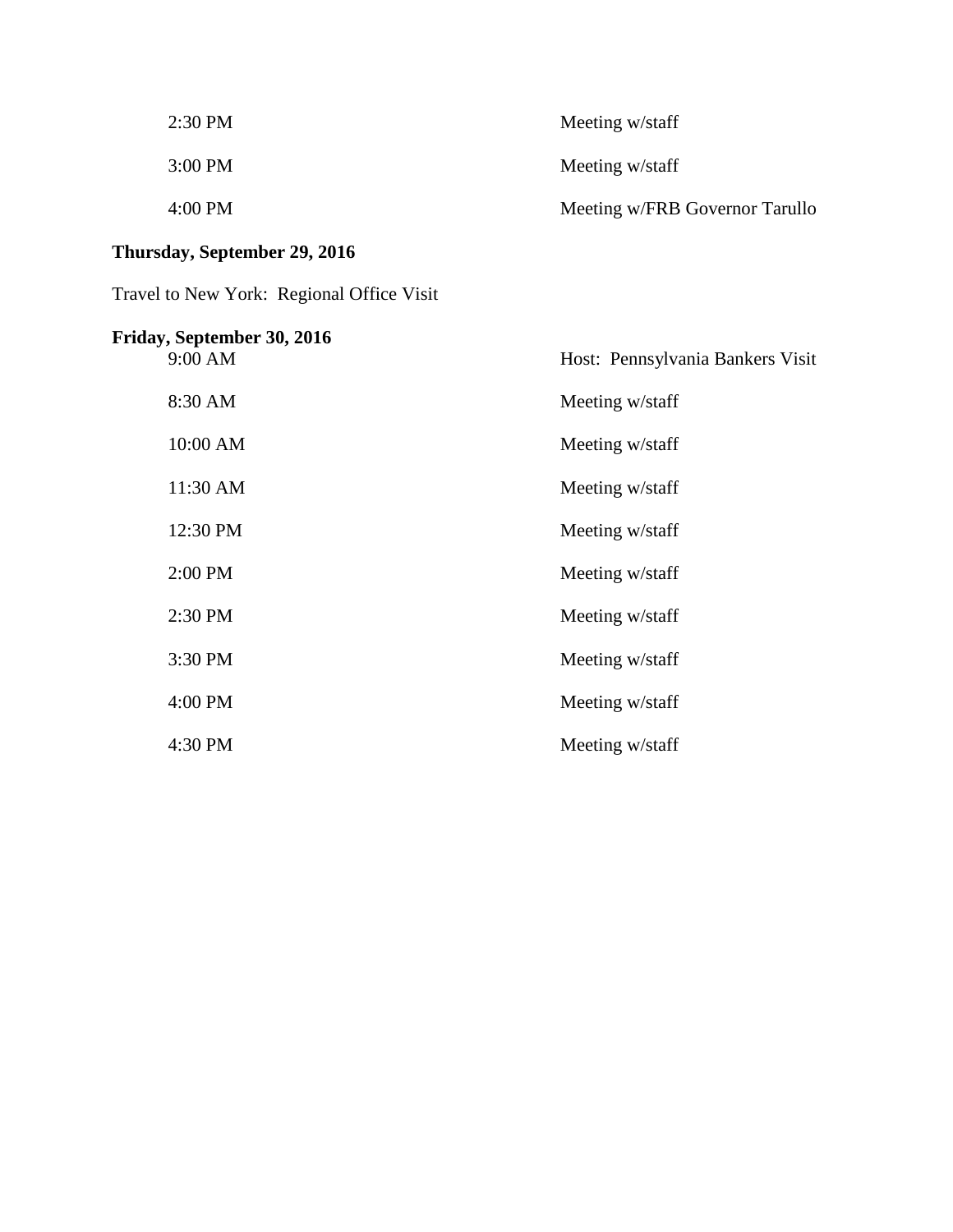| | |
|---|---|
| 2:30 PM | Meeting w/staff |
| 3:00 PM | Meeting w/staff |
| 4:00 PM | Meeting w/FRB Governor Tarullo |

**Thursday, September 29, 2016**

Travel to New York: Regional Office Visit

**Friday, September 30, 2016**

| | |
|---|---|
| 9:00 AM | Host: Pennsylvania Bankers Visit |
| 8:30 AM | Meeting w/staff |
| 10:00 AM | Meeting w/staff |
| 11:30 AM | Meeting w/staff |
| 12:30 PM | Meeting w/staff |
| 2:00 PM | Meeting w/staff |
| 2:30 PM | Meeting w/staff |
| 3:30 PM | Meeting w/staff |
| 4:00 PM | Meeting w/staff |
| 4:30 PM | Meeting w/staff |